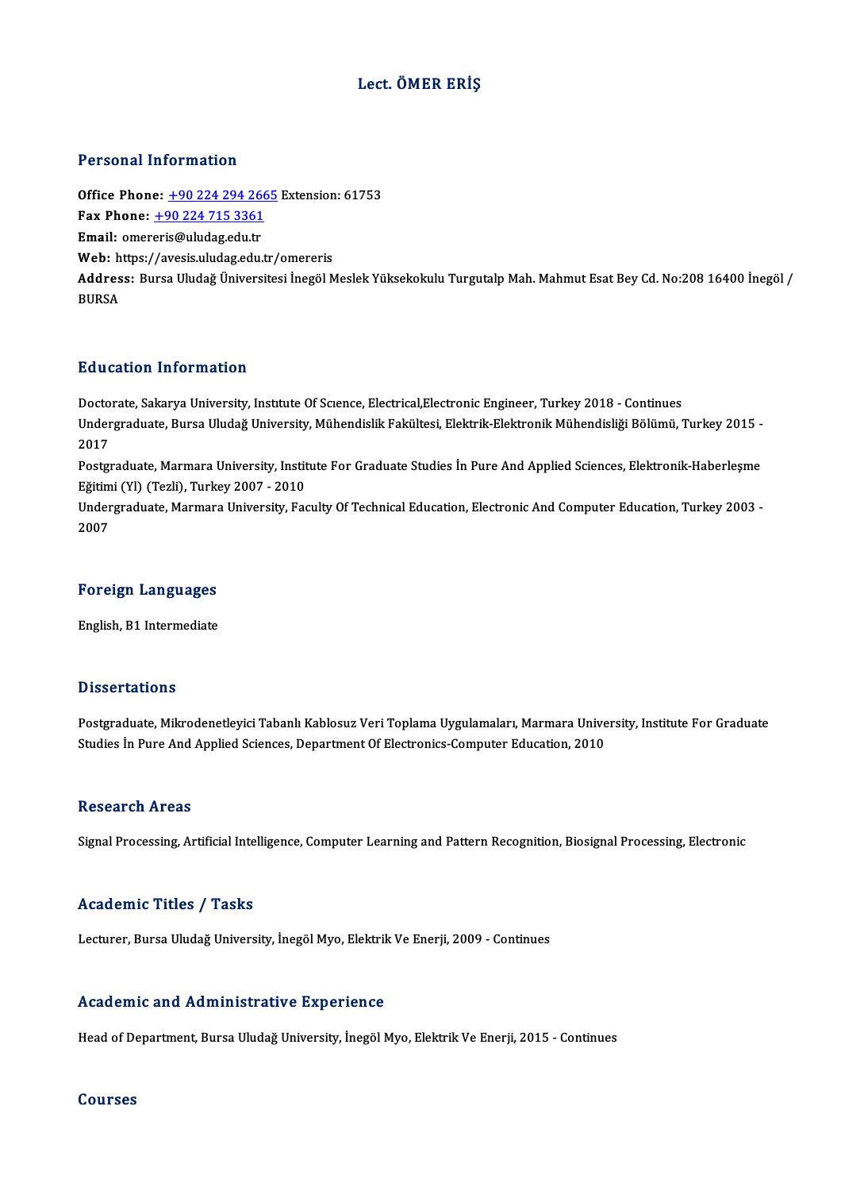# Lect. ÖMER ERİŞ

## Personal Information

**Office Phone:** +90 224 294 2665 Extension: 61753
**Fax Phone:** +90 224 715 3361
**Email:** omereris@uludag.edu.tr
**Web:** https://avesis.uludag.edu.tr/omereris
**Address:** Bursa Uludağ Üniversitesi İnegöl Meslek Yüksekokulu Turgutalp Mah. Mahmut Esat Bey Cd. No:208 16400 İnegöl / BURSA

## Education Information

Doctorate, Sakarya University, Institute Of Science, Electrical,Electronic Engineer, Turkey 2018 - Continues
Undergraduate, Bursa Uludağ University, Mühendislik Fakültesi, Elektrik-Elektronik Mühendisliği Bölümü, Turkey 2015 - 2017
Postgraduate, Marmara University, Institute For Graduate Studies İn Pure And Applied Sciences, Elektronik-Haberleşme Eğitimi (Yl) (Tezli), Turkey 2007 - 2010
Undergraduate, Marmara University, Faculty Of Technical Education, Electronic And Computer Education, Turkey 2003 - 2007

## Foreign Languages

English, B1 Intermediate

## Dissertations

Postgraduate, Mikrodenetleyici Tabanlı Kablosuz Veri Toplama Uygulamaları, Marmara University, Institute For Graduate Studies İn Pure And Applied Sciences, Department Of Electronics-Computer Education, 2010

## Research Areas

Signal Processing, Artificial Intelligence, Computer Learning and Pattern Recognition, Biosignal Processing, Electronic

## Academic Titles / Tasks

Lecturer, Bursa Uludağ University, İnegöl Myo, Elektrik Ve Enerji, 2009 - Continues

## Academic and Administrative Experience

Head of Department, Bursa Uludağ University, İnegöl Myo, Elektrik Ve Enerji, 2015 - Continues

## Courses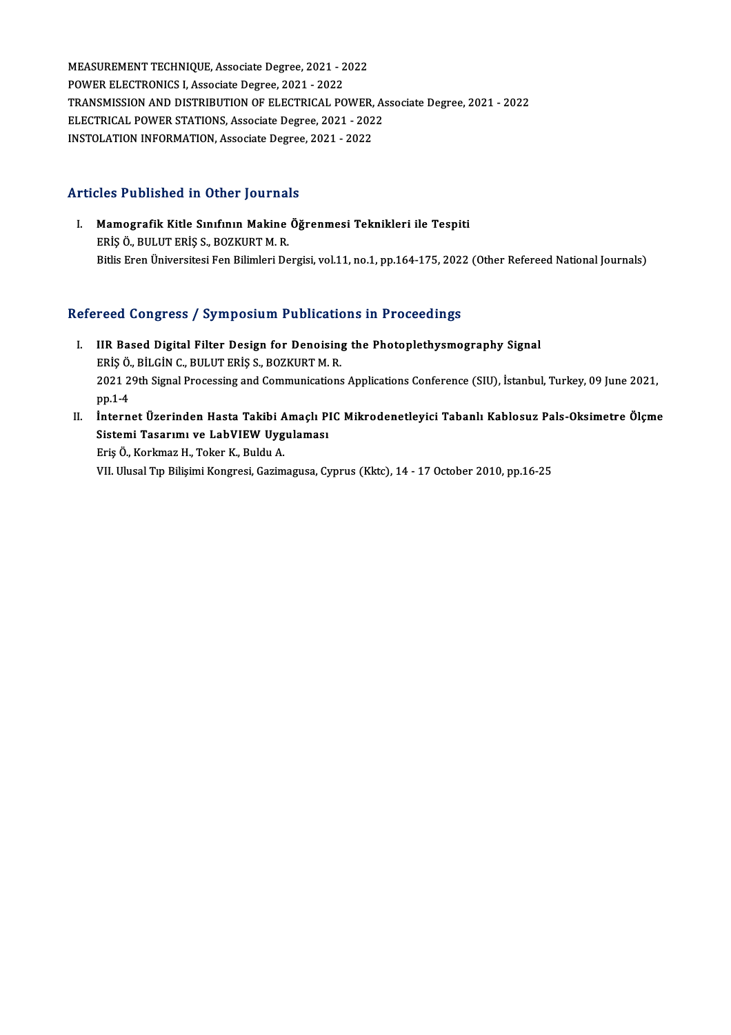MEASUREMENT TECHNIQUE, Associate Degree, 2021 - 2022
POWER ELECTRONICS I, Associate Degree, 2021 - 2022
TRANSMISSION AND DISTRIBUTION OF ELECTRICAL POWER, Associate Degree, 2021 - 2022
ELECTRICAL POWER STATIONS, Associate Degree, 2021 - 2022
INSTOLATION INFORMATION, Associate Degree, 2021 - 2022

## Articles Published in Other Journals

I. **Mamografik Kitle Sınıfının Makine Öğrenmesi Teknikleri ile Tespiti**
   ERİŞ Ö., BULUT ERİŞ S., BOZKURT M. R.
   Bitlis Eren Üniversitesi Fen Bilimleri Dergisi, vol.11, no.1, pp.164-175, 2022 (Other Refereed National Journals)

## Refereed Congress / Symposium Publications in Proceedings

I. **IIR Based Digital Filter Design for Denoising the Photoplethysmography Signal**
   ERİŞ Ö., BİLGİN C., BULUT ERİŞ S., BOZKURT M. R.
   2021 29th Signal Processing and Communications Applications Conference (SIU), İstanbul, Turkey, 09 June 2021, pp.1-4

II. **İnternet Üzerinden Hasta Takibi Amaçlı PIC Mikrodenetleyici Tabanlı Kablosuz Pals-Oksimetre Ölçme Sistemi Tasarımı ve LabVIEW Uygulaması**
   Eriş Ö., Korkmaz H., Toker K., Buldu A.
   VII. Ulusal Tıp Bilişimi Kongresi, Gazimagusa, Cyprus (Kktc), 14 - 17 October 2010, pp.16-25